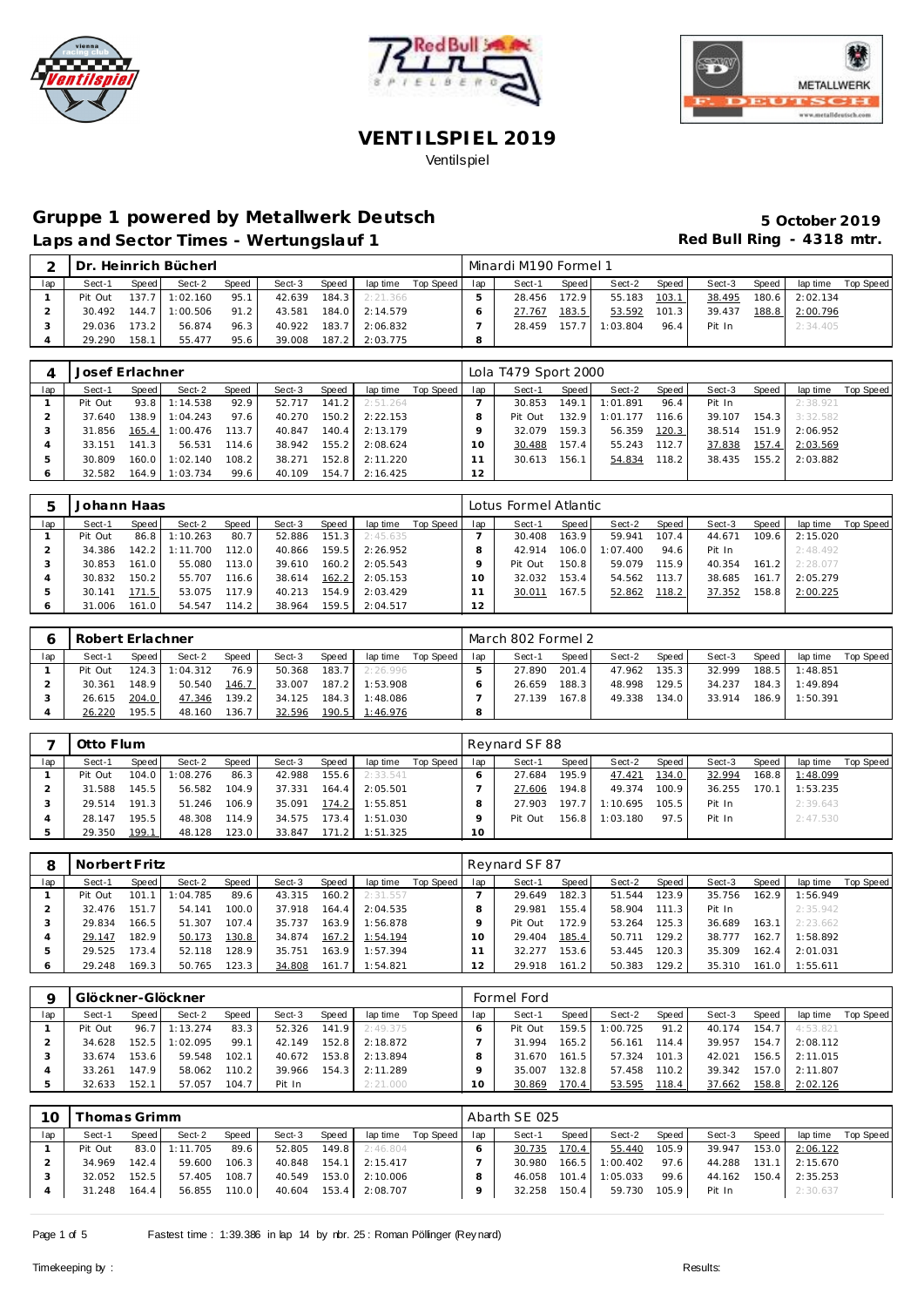# VENTILSPIEL 2019

Ventilspiel

## Gruppe 1 powered by Metallwerk Deutsch

**5 October 2019**

## Laps and Sector Times - Wertungslauf 1

**Red Bull Ring - 4318 mtr.**

| 2 | Dr. Heinrich Bücherl | | | | | | | | Minardi M190 Formel 1 | | | | | | | | |
|---|---|---|---|---|---|---|---|---|---|---|---|---|---|---|---|---|---|
| lap | Sect-1 | Speed | Sect-2 | Speed | Sect-3 | Speed | lap time | Top Speed | lap | Sect-1 | Speed | Sect-2 | Speed | Sect-3 | Speed | lap time | Top Speed |
| 1 | Pit Out | 137.7 | 1:02.160 | 95.1 | 42.639 | 184.3 | 2:21.366 | | 5 | 28.456 | 172.9 | 55.183 | 103.1 | 38.495 | 180.6 | 2:02.134 | |
| 2 | 30.492 | 144.7 | 1:00.506 | 91.2 | 43.581 | 184.0 | 2:14.579 | | 6 | 27.767 | 183.5 | 53.592 | 101.3 | 39.437 | 188.8 | 2:00.796 | |
| 3 | 29.036 | 173.2 | 56.874 | 96.3 | 40.922 | 183.7 | 2:06.832 | | 7 | 28.459 | 157.7 | 1:03.804 | 96.4 | Pit In | | 2:34.405 | |
| 4 | 29.290 | 158.1 | 55.477 | 95.6 | 39.008 | 187.2 | 2:03.775 | | 8 | | | | | | | | |

| 4 | Josef Erlachner | | | | | | | | Lola T479 Sport 2000 | | | | | | | | |
|---|---|---|---|---|---|---|---|---|---|---|---|---|---|---|---|---|---|
| lap | Sect-1 | Speed | Sect-2 | Speed | Sect-3 | Speed | lap time | Top Speed | lap | Sect-1 | Speed | Sect-2 | Speed | Sect-3 | Speed | lap time | Top Speed |
| 1 | Pit Out | 93.8 | 1:14.538 | 92.9 | 52.717 | 141.2 | 2:51.264 | | 7 | 30.853 | 149.1 | 1:01.891 | 96.4 | Pit In | | 2:38.921 | |
| 2 | 37.640 | 138.9 | 1:04.243 | 97.6 | 39.610 | 150.2 | 2:22.153 | | 8 | Pit Out | 132.9 | 1:01.177 | 116.6 | 39.107 | 154.3 | 3:32.582 | |
| 3 | 31.856 | 165.4 | 1:00.476 | 113.7 | 40.847 | 140.4 | 2:13.179 | | 9 | 32.079 | 159.3 | 56.359 | 120.3 | 38.514 | 151.9 | 2:06.952 | |
| 4 | 33.151 | 141.3 | 56.531 | 114.6 | 38.942 | 155.2 | 2:08.624 | | 10 | 30.488 | 157.4 | 55.243 | 112.7 | 37.838 | 157.4 | 2:03.569 | |
| 5 | 30.809 | 160.0 | 1:02.140 | 108.2 | 38.271 | 152.8 | 2:11.220 | | 11 | 30.613 | 156.1 | 54.834 | 118.2 | 38.435 | 155.2 | 2:03.882 | |
| 6 | 32.582 | 164.9 | 1:03.734 | 99.6 | 40.109 | 154.7 | 2:16.425 | | 12 | | | | | | | | |

| 5 | Johann Haas | | | | | | | | Lotus Formel Atlantic | | | | | | | | |
|---|---|---|---|---|---|---|---|---|---|---|---|---|---|---|---|---|---|
| lap | Sect-1 | Speed | Sect-2 | Speed | Sect-3 | Speed | lap time | Top Speed | lap | Sect-1 | Speed | Sect-2 | Speed | Sect-3 | Speed | lap time | Top Speed |
| 1 | Pit Out | 86.8 | 1:10.263 | 80.7 | 52.886 | 151.3 | 2:45.635 | | 7 | 30.408 | 163.9 | 59.941 | 107.4 | 44.671 | 109.6 | 2:15.020 | |
| 2 | 34.386 | 142.2 | 1:11.700 | 112.0 | 40.866 | 159.5 | 2:26.952 | | 8 | 42.914 | 106.0 | 1:07.400 | 94.6 | Pit In | | 2:48.492 | |
| 3 | 30.853 | 161.0 | 55.080 | 113.0 | 39.610 | 160.2 | 2:05.543 | | 9 | Pit Out | 150.8 | 59.079 | 115.9 | 40.354 | 161.2 | 2:28.077 | |
| 4 | 30.832 | 150.2 | 55.707 | 116.6 | 38.614 | 162.2 | 2:05.153 | | 10 | 32.032 | 153.4 | 54.562 | 113.7 | 38.685 | 161.7 | 2:05.279 | |
| 5 | 30.141 | 171.5 | 53.075 | 117.9 | 40.213 | 154.9 | 2:03.429 | | 11 | 30.011 | 167.5 | 52.862 | 118.2 | 37.352 | 158.8 | 2:00.225 | |
| 6 | 31.006 | 161.0 | 54.547 | 114.2 | 38.964 | 159.5 | 2:04.517 | | 12 | | | | | | | | |

| 6 | Robert Erlachner | | | | | | | | March 802 Formel 2 | | | | | | | | |
|---|---|---|---|---|---|---|---|---|---|---|---|---|---|---|---|---|---|
| lap | Sect-1 | Speed | Sect-2 | Speed | Sect-3 | Speed | lap time | Top Speed | lap | Sect-1 | Speed | Sect-2 | Speed | Sect-3 | Speed | lap time | Top Speed |
| 1 | Pit Out | 124.3 | 1:04.312 | 76.9 | 50.368 | 183.7 | 2:26.996 | | 5 | 27.890 | 201.4 | 47.962 | 135.3 | 32.999 | 188.5 | 1:48.851 | |
| 2 | 30.361 | 148.9 | 50.540 | 146.7 | 33.007 | 187.2 | 1:53.908 | | 6 | 26.659 | 188.3 | 48.998 | 129.5 | 34.237 | 184.3 | 1:49.894 | |
| 3 | 26.615 | 204.0 | 47.346 | 139.2 | 34.125 | 184.3 | 1:48.086 | | 7 | 27.139 | 167.8 | 49.338 | 134.0 | 33.914 | 186.9 | 1:50.391 | |
| 4 | 26.220 | 195.5 | 48.160 | 136.7 | 32.596 | 190.5 | 1:46.976 | | 8 | | | | | | | | |

| 7 | Otto Flum | | | | | | | | Reynard SF 88 | | | | | | | | |
|---|---|---|---|---|---|---|---|---|---|---|---|---|---|---|---|---|---|
| lap | Sect-1 | Speed | Sect-2 | Speed | Sect-3 | Speed | lap time | Top Speed | lap | Sect-1 | Speed | Sect-2 | Speed | Sect-3 | Speed | lap time | Top Speed |
| 1 | Pit Out | 104.0 | 1:08.276 | 86.3 | 42.988 | 155.6 | 2:33.541 | | 6 | 27.684 | 195.9 | 47.421 | 134.0 | 32.994 | 168.8 | 1:48.099 | |
| 2 | 31.588 | 145.5 | 56.582 | 104.9 | 37.331 | 164.4 | 2:05.501 | | 7 | 27.606 | 194.8 | 49.374 | 100.9 | 36.255 | 170.1 | 1:53.235 | |
| 3 | 29.514 | 191.3 | 51.246 | 106.9 | 35.091 | 174.2 | 1:55.851 | | 8 | 27.903 | 197.7 | 1:10.695 | 105.5 | Pit In | | 2:39.643 | |
| 4 | 28.147 | 195.5 | 48.308 | 114.9 | 34.575 | 173.4 | 1:51.030 | | 9 | Pit Out | 156.8 | 1:03.180 | 97.5 | Pit In | | 2:47.530 | |
| 5 | 29.350 | 199.1 | 48.128 | 123.0 | 33.847 | 171.2 | 1:51.325 | | 10 | | | | | | | | |

| 8 | Norbert Fritz | | | | | | | | Reynard SF 87 | | | | | | | | |
|---|---|---|---|---|---|---|---|---|---|---|---|---|---|---|---|---|---|
| lap | Sect-1 | Speed | Sect-2 | Speed | Sect-3 | Speed | lap time | Top Speed | lap | Sect-1 | Speed | Sect-2 | Speed | Sect-3 | Speed | lap time | Top Speed |
| 1 | Pit Out | 101.1 | 1:04.785 | 89.6 | 43.315 | 160.2 | 2:31.557 | | 7 | 29.649 | 182.3 | 51.544 | 123.9 | 35.756 | 162.9 | 1:56.949 | |
| 2 | 32.476 | 151.7 | 54.141 | 100.0 | 37.918 | 164.4 | 2:04.535 | | 8 | 29.981 | 155.4 | 58.904 | 111.3 | Pit In | | 2:35.942 | |
| 3 | 29.834 | 166.5 | 51.307 | 107.4 | 35.737 | 163.9 | 1:56.878 | | 9 | Pit Out | 172.9 | 53.264 | 125.3 | 36.689 | 163.1 | 2:23.662 | |
| 4 | 29.147 | 182.9 | 50.173 | 130.8 | 34.874 | 167.2 | 1:54.194 | | 10 | 29.404 | 185.4 | 50.711 | 129.2 | 38.777 | 162.7 | 1:58.892 | |
| 5 | 29.525 | 173.4 | 52.118 | 128.9 | 35.751 | 163.9 | 1:57.394 | | 11 | 32.277 | 153.6 | 53.445 | 120.3 | 35.309 | 162.4 | 2:01.031 | |
| 6 | 29.248 | 169.3 | 50.765 | 123.3 | 34.808 | 161.7 | 1:54.821 | | 12 | 29.918 | 161.2 | 50.383 | 129.2 | 35.310 | 161.0 | 1:55.611 | |

| 9 | Glöckner-Glöckner | | | | | | | | Formel Ford | | | | | | | | |
|---|---|---|---|---|---|---|---|---|---|---|---|---|---|---|---|---|---|
| lap | Sect-1 | Speed | Sect-2 | Speed | Sect-3 | Speed | lap time | Top Speed | lap | Sect-1 | Speed | Sect-2 | Speed | Sect-3 | Speed | lap time | Top Speed |
| 1 | Pit Out | 96.7 | 1:13.274 | 83.3 | 52.326 | 141.9 | 2:49.375 | | 6 | Pit Out | 159.5 | 1:00.725 | 91.2 | 40.174 | 154.7 | 4:53.821 | |
| 2 | 34.628 | 152.5 | 1:02.095 | 99.1 | 42.149 | 152.8 | 2:18.872 | | 7 | 31.994 | 165.2 | 56.161 | 114.4 | 39.957 | 154.7 | 2:08.112 | |
| 3 | 33.674 | 151.6 | 59.548 | 102.1 | 40.672 | 153.8 | 2:13.894 | | 8 | 31.670 | 161.5 | 57.324 | 101.3 | 42.021 | 156.5 | 2:11.015 | |
| 4 | 33.261 | 147.9 | 58.062 | 110.2 | 39.966 | 154.3 | 2:11.289 | | 9 | 35.007 | 132.8 | 57.458 | 110.2 | 39.342 | 157.0 | 2:11.807 | |
| 5 | 32.633 | 152.1 | 57.057 | 104.7 | Pit In | | 2:21.000 | | 10 | 30.869 | 170.4 | 53.595 | 118.4 | 37.662 | 158.8 | 2:02.126 | |

| 10 | Thomas Grimm | | | | | | | | Abarth SE 025 | | | | | | | | |
|---|---|---|---|---|---|---|---|---|---|---|---|---|---|---|---|---|---|
| lap | Sect-1 | Speed | Sect-2 | Speed | Sect-3 | Speed | lap time | Top Speed | lap | Sect-1 | Speed | Sect-2 | Speed | Sect-3 | Speed | lap time | Top Speed |
| 1 | Pit Out | 83.0 | 1:11.705 | 89.6 | 52.805 | 149.8 | 2:46.804 | | 6 | 30.735 | 170.4 | 55.440 | 105.9 | 39.947 | 153.0 | 2:06.122 | |
| 2 | 34.969 | 142.4 | 59.600 | 106.3 | 40.848 | 154.1 | 2:15.417 | | 7 | 30.980 | 166.5 | 1:00.402 | 97.6 | 44.288 | 131.1 | 2:15.670 | |
| 3 | 32.052 | 152.5 | 57.405 | 108.7 | 40.549 | 153.0 | 2:10.006 | | 8 | 46.058 | 101.4 | 1:05.033 | 99.6 | 44.162 | 150.4 | 2:35.253 | |
| 4 | 31.248 | 164.4 | 56.855 | 110.0 | 40.604 | 153.4 | 2:08.707 | | 9 | 32.258 | 150.4 | 59.730 | 105.9 | Pit In | | 2:30.637 | |

Fastest time : 1:39.386 in lap 14 by nbr. 25 : Roman Pöllinger (Reynard)

Timekeeping by : Results: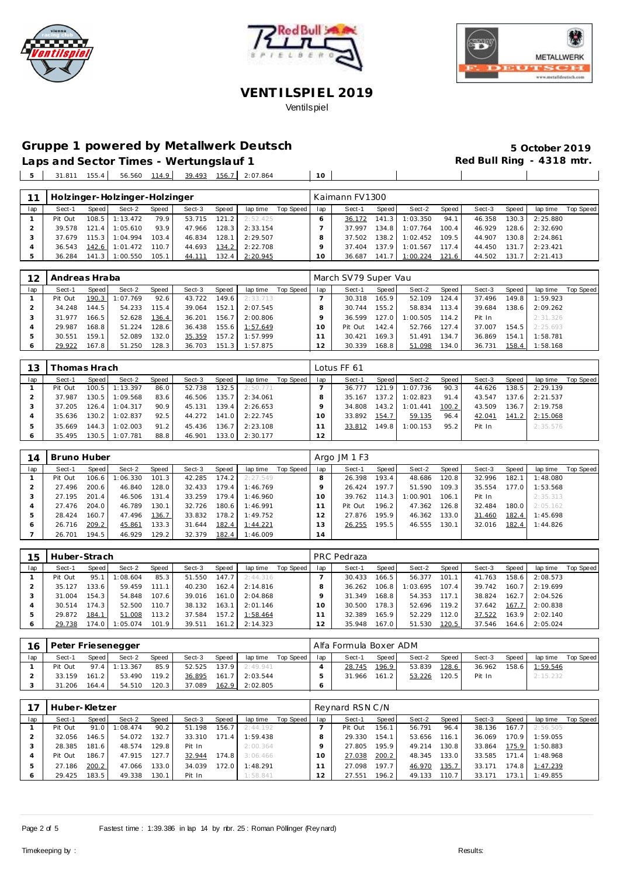# VENTILSPIEL 2019

Ventilspiel

## Gruppe 1 powered by Metallwerk Deutsch

**Laps and Sector Times - Wertungslauf 1**

5 October 2019

Red Bull Ring - 4318 mtr.

| lap | Sect-1 | Speed | Sect-2 | Speed | Sect-3 | Speed | lap time | Top Speed | lap | Sect-1 | Speed | Sect-2 | Speed | Sect-3 | Speed | lap time | Top Speed |
|---|---|---|---|---|---|---|---|---|---|---|---|---|---|---|---|---|---|
| 5 | 31.811 | 155.4 | 56.560 | 114.9 | 39.493 | 156.7 | 2:07.864 | | 10 | | | | | | | | |

### 11 Holzinger-Holzinger-Holzinger — Kaimann FV1300

| lap | Sect-1 | Speed | Sect-2 | Speed | Sect-3 | Speed | lap time | Top Speed | lap | Sect-1 | Speed | Sect-2 | Speed | Sect-3 | Speed | lap time | Top Speed |
|---|---|---|---|---|---|---|---|---|---|---|---|---|---|---|---|---|---|
| 1 | Pit Out | 108.5 | 1:13.472 | 79.9 | 53.715 | 121.2 | 2:52.425 | | 6 | 36.172 | 141.3 | 1:03.350 | 94.1 | 46.358 | 130.3 | 2:25.880 | |
| 2 | 39.578 | 121.4 | 1:05.610 | 93.9 | 47.966 | 128.3 | 2:33.154 | | 7 | 37.997 | 134.8 | 1:07.764 | 100.4 | 46.929 | 128.6 | 2:32.690 | |
| 3 | 37.679 | 115.3 | 1:04.994 | 103.4 | 46.834 | 128.1 | 2:29.507 | | 8 | 37.502 | 138.2 | 1:02.452 | 109.5 | 44.907 | 130.8 | 2:24.861 | |
| 4 | 36.543 | 142.6 | 1:01.472 | 110.7 | 44.693 | 134.2 | 2:22.708 | | 9 | 37.404 | 137.9 | 1:01.567 | 117.4 | 44.450 | 131.7 | 2:23.421 | |
| 5 | 36.284 | 141.3 | 1:00.550 | 105.1 | 44.111 | 132.4 | 2:20.945 | | 10 | 36.687 | 141.7 | 1:00.224 | 121.6 | 44.502 | 131.7 | 2:21.413 | |

### 12 Andreas Hraba — March SV79 Super Vau

| lap | Sect-1 | Speed | Sect-2 | Speed | Sect-3 | Speed | lap time | Top Speed | lap | Sect-1 | Speed | Sect-2 | Speed | Sect-3 | Speed | lap time | Top Speed |
|---|---|---|---|---|---|---|---|---|---|---|---|---|---|---|---|---|---|
| 1 | Pit Out | 190.3 | 1:07.769 | 92.6 | 43.722 | 149.6 | 2:33.713 | | 7 | 30.318 | 165.9 | 52.109 | 124.4 | 37.496 | 149.8 | 1:59.923 | |
| 2 | 34.248 | 144.5 | 54.233 | 115.4 | 39.064 | 152.1 | 2:07.545 | | 8 | 30.744 | 155.2 | 58.834 | 113.4 | 39.684 | 138.6 | 2:09.262 | |
| 3 | 31.977 | 166.5 | 52.628 | 136.4 | 36.201 | 156.7 | 2:00.806 | | 9 | 36.599 | 127.0 | 1:00.505 | 114.2 | Pit In | | 2:31.326 | |
| 4 | 29.987 | 168.8 | 51.224 | 128.6 | 36.438 | 155.6 | 1:57.649 | | 10 | Pit Out | 142.4 | 52.766 | 127.4 | 37.007 | 154.5 | 2:25.693 | |
| 5 | 30.551 | 159.1 | 52.089 | 132.0 | 35.359 | 157.2 | 1:57.999 | | 11 | 30.421 | 169.3 | 51.491 | 134.7 | 36.869 | 154.1 | 1:58.781 | |
| 6 | 29.922 | 167.8 | 51.250 | 128.3 | 36.703 | 151.3 | 1:57.875 | | 12 | 30.339 | 168.8 | 51.098 | 134.0 | 36.731 | 158.4 | 1:58.168 | |

### 13 Thomas Hrach — Lotus FF 61

| lap | Sect-1 | Speed | Sect-2 | Speed | Sect-3 | Speed | lap time | Top Speed | lap | Sect-1 | Speed | Sect-2 | Speed | Sect-3 | Speed | lap time | Top Speed |
|---|---|---|---|---|---|---|---|---|---|---|---|---|---|---|---|---|---|
| 1 | Pit Out | 100.5 | 1:13.397 | 86.0 | 52.738 | 132.5 | 2:50.771 | | 7 | 36.777 | 121.9 | 1:07.736 | 90.3 | 44.626 | 138.5 | 2:29.139 | |
| 2 | 37.987 | 130.5 | 1:09.568 | 83.6 | 46.506 | 135.7 | 2:34.061 | | 8 | 35.167 | 137.2 | 1:02.823 | 91.4 | 43.547 | 137.6 | 2:21.537 | |
| 3 | 37.205 | 126.4 | 1:04.317 | 90.9 | 45.131 | 139.4 | 2:26.653 | | 9 | 34.808 | 143.2 | 1:01.441 | 100.2 | 43.509 | 136.7 | 2:19.758 | |
| 4 | 35.636 | 130.2 | 1:02.837 | 92.5 | 44.272 | 141.0 | 2:22.745 | | 10 | 33.892 | 154.7 | 59.135 | 96.4 | 42.041 | 141.2 | 2:15.068 | |
| 5 | 35.669 | 144.3 | 1:02.003 | 91.2 | 45.436 | 136.7 | 2:23.108 | | 11 | 33.812 | 149.8 | 1:00.153 | 95.2 | Pit In | | 2:35.576 | |
| 6 | 35.495 | 130.5 | 1:07.781 | 88.8 | 46.901 | 133.0 | 2:30.177 | | 12 | | | | | | | | |

### 14 Bruno Huber — Argo JM 1 F3

| lap | Sect-1 | Speed | Sect-2 | Speed | Sect-3 | Speed | lap time | Top Speed | lap | Sect-1 | Speed | Sect-2 | Speed | Sect-3 | Speed | lap time | Top Speed |
|---|---|---|---|---|---|---|---|---|---|---|---|---|---|---|---|---|---|
| 1 | Pit Out | 106.6 | 1:06.330 | 101.3 | 42.285 | 174.2 | 2:27.549 | | 8 | 26.398 | 193.4 | 48.686 | 120.8 | 32.996 | 182.1 | 1:48.080 | |
| 2 | 27.496 | 200.6 | 46.840 | 128.0 | 32.433 | 179.4 | 1:46.769 | | 9 | 26.424 | 197.7 | 51.590 | 109.3 | 35.554 | 177.0 | 1:53.568 | |
| 3 | 27.195 | 201.4 | 46.506 | 131.4 | 33.259 | 179.4 | 1:46.960 | | 10 | 39.762 | 114.3 | 1:00.901 | 106.1 | Pit In | | 2:35.313 | |
| 4 | 27.476 | 204.0 | 46.789 | 130.1 | 32.726 | 180.6 | 1:46.991 | | 11 | Pit Out | 196.2 | 47.362 | 126.8 | 32.484 | 180.0 | 2:05.162 | |
| 5 | 28.424 | 160.7 | 47.496 | 136.7 | 33.832 | 178.2 | 1:49.752 | | 12 | 27.876 | 195.9 | 46.362 | 133.0 | 31.460 | 182.4 | 1:45.698 | |
| 6 | 26.716 | 209.2 | 45.861 | 133.3 | 31.644 | 182.4 | 1:44.221 | | 13 | 26.255 | 195.5 | 46.555 | 130.1 | 32.016 | 182.4 | 1:44.826 | |
| 7 | 26.701 | 194.5 | 46.929 | 129.2 | 32.379 | 182.4 | 1:46.009 | | 14 | | | | | | | | |

### 15 Huber-Strach — PRC Pedraza

| lap | Sect-1 | Speed | Sect-2 | Speed | Sect-3 | Speed | lap time | Top Speed | lap | Sect-1 | Speed | Sect-2 | Speed | Sect-3 | Speed | lap time | Top Speed |
|---|---|---|---|---|---|---|---|---|---|---|---|---|---|---|---|---|---|
| 1 | Pit Out | 95.1 | 1:08.604 | 85.3 | 51.550 | 147.7 | 2:44.316 | | 7 | 30.433 | 166.5 | 56.377 | 101.1 | 41.763 | 158.6 | 2:08.573 | |
| 2 | 35.127 | 133.6 | 59.459 | 111.1 | 40.230 | 162.4 | 2:14.816 | | 8 | 36.262 | 106.8 | 1:03.695 | 107.4 | 39.742 | 160.7 | 2:19.699 | |
| 3 | 31.004 | 154.3 | 54.848 | 107.6 | 39.016 | 161.0 | 2:04.868 | | 9 | 31.349 | 168.8 | 54.353 | 117.1 | 38.824 | 162.7 | 2:04.526 | |
| 4 | 30.514 | 174.3 | 52.500 | 110.7 | 38.132 | 163.1 | 2:01.146 | | 10 | 30.500 | 178.3 | 52.696 | 119.2 | 37.642 | 167.7 | 2:00.838 | |
| 5 | 29.872 | 184.1 | 51.008 | 113.2 | 37.584 | 157.2 | 1:58.464 | | 11 | 32.389 | 165.9 | 52.229 | 112.0 | 37.522 | 163.9 | 2:02.140 | |
| 6 | 29.738 | 174.0 | 1:05.074 | 101.9 | 39.511 | 161.2 | 2:14.323 | | 12 | 35.948 | 167.0 | 51.530 | 120.5 | 37.546 | 164.6 | 2:05.024 | |

### 16 Peter Friesenegger — Alfa Formula Boxer ADM

| lap | Sect-1 | Speed | Sect-2 | Speed | Sect-3 | Speed | lap time | Top Speed | lap | Sect-1 | Speed | Sect-2 | Speed | Sect-3 | Speed | lap time | Top Speed |
|---|---|---|---|---|---|---|---|---|---|---|---|---|---|---|---|---|---|
| 1 | Pit Out | 97.4 | 1:13.367 | 85.9 | 52.525 | 137.9 | 2:49.941 | | 4 | 28.745 | 196.9 | 53.839 | 128.6 | 36.962 | 158.6 | 1:59.546 | |
| 2 | 33.159 | 161.2 | 53.490 | 119.2 | 36.895 | 161.7 | 2:03.544 | | 5 | 31.966 | 161.2 | 53.226 | 120.5 | Pit In | | 2:15.232 | |
| 3 | 31.206 | 164.4 | 54.510 | 120.3 | 37.089 | 162.9 | 2:02.805 | | 6 | | | | | | | | |

### 17 Huber-Kletzer — Reynard RSN C/N

| lap | Sect-1 | Speed | Sect-2 | Speed | Sect-3 | Speed | lap time | Top Speed | lap | Sect-1 | Speed | Sect-2 | Speed | Sect-3 | Speed | lap time | Top Speed |
|---|---|---|---|---|---|---|---|---|---|---|---|---|---|---|---|---|---|
| 1 | Pit Out | 91.0 | 1:08.474 | 90.2 | 51.198 | 156.7 | 2:44.192 | | 7 | Pit Out | 156.1 | 56.791 | 96.4 | 38.136 | 167.7 | 2:56.505 | |
| 2 | 32.056 | 146.5 | 54.072 | 132.7 | 33.310 | 171.4 | 1:59.438 | | 8 | 29.330 | 154.1 | 53.656 | 116.1 | 36.069 | 170.9 | 1:59.055 | |
| 3 | 28.385 | 181.6 | 48.574 | 129.8 | Pit In | | 2:00.364 | | 9 | 27.805 | 195.9 | 49.214 | 130.8 | 33.864 | 175.9 | 1:50.883 | |
| 4 | Pit Out | 186.7 | 47.915 | 127.7 | 32.944 | 174.8 | 3:06.466 | | 10 | 27.038 | 200.2 | 48.345 | 133.0 | 33.585 | 171.4 | 1:48.968 | |
| 5 | 27.186 | 200.2 | 47.066 | 133.0 | 34.039 | 172.0 | 1:48.291 | | 11 | 27.098 | 197.7 | 46.970 | 135.7 | 33.171 | 174.8 | 1:47.239 | |
| 6 | 29.425 | 183.5 | 49.338 | 130.1 | Pit In | | 1:58.841 | | 12 | 27.551 | 196.2 | 49.133 | 110.7 | 33.171 | 173.1 | 1:49.855 | |

Fastest time : 1:39.386 in lap 14 by nbr. 25 : Roman Pöllinger (Reynard)

Timekeeping by :

Results: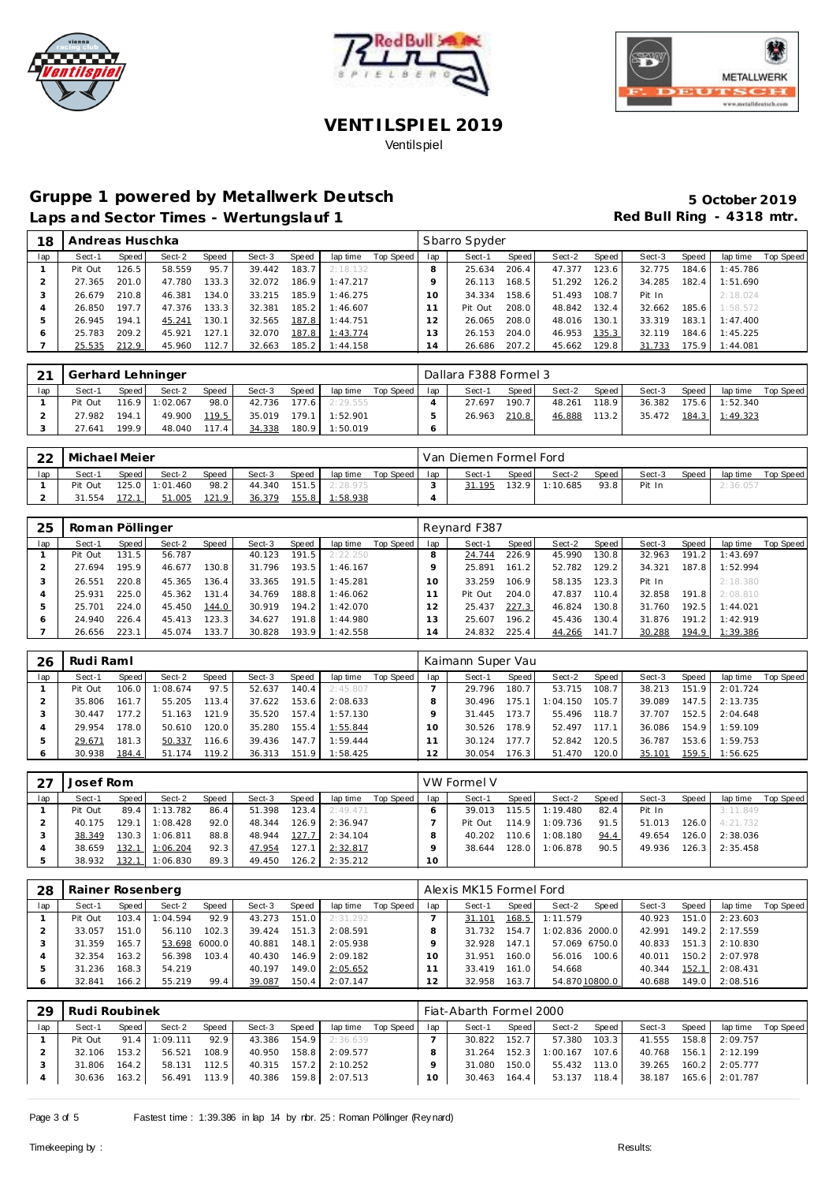# VENTILSPIEL 2019

Ventilspiel

## Gruppe 1 powered by Metallwerk Deutsch

**Laps and Sector Times - Wertungslauf 1**

**5 October 2019**

**Red Bull Ring - 4318 mtr.**

| 18 | Andreas Huschka | | | | | | | | Sbarro Spyder | | | | | | | | |
|---|---|---|---|---|---|---|---|---|---|---|---|---|---|---|---|---|---|
| lap | Sect-1 | Speed | Sect-2 | Speed | Sect-3 | Speed | lap time | Top Speed | lap | Sect-1 | Speed | Sect-2 | Speed | Sect-3 | Speed | lap time | Top Speed |
| 1 | Pit Out | 126.5 | 58.559 | 95.7 | 39.442 | 183.7 | 2:18.132 | | 8 | 25.634 | 206.4 | 47.377 | 123.6 | 32.775 | 184.6 | 1:45.786 | |
| 2 | 27.365 | 201.0 | 47.780 | 133.3 | 32.072 | 186.9 | 1:47.217 | | 9 | 26.113 | 168.5 | 51.292 | 126.2 | 34.285 | 182.4 | 1:51.690 | |
| 3 | 26.679 | 210.8 | 46.381 | 134.0 | 33.215 | 185.9 | 1:46.275 | | 10 | 34.334 | 158.6 | 51.493 | 108.7 | Pit In | | 2:18.024 | |
| 4 | 26.850 | 197.7 | 47.376 | 133.3 | 32.381 | 185.2 | 1:46.607 | | 11 | Pit Out | 208.0 | 48.842 | 132.4 | 32.662 | 185.6 | 1:58.572 | |
| 5 | 26.945 | 194.1 | 45.241 | 130.1 | 32.565 | 187.8 | 1:44.751 | | 12 | 26.065 | 208.0 | 48.016 | 130.1 | 33.319 | 183.1 | 1:47.400 | |
| 6 | 25.783 | 209.2 | 45.921 | 127.1 | 32.070 | 187.8 | 1:43.774 | | 13 | 26.153 | 204.0 | 46.953 | 135.3 | 32.119 | 184.6 | 1:45.225 | |
| 7 | 25.535 | 212.9 | 45.960 | 112.7 | 32.663 | 185.2 | 1:44.158 | | 14 | 26.686 | 207.2 | 45.662 | 129.8 | 31.733 | 175.9 | 1:44.081 | |

| 21 | Gerhard Lehninger | | | | | | | | Dallara F388 Formel 3 | | | | | | | | |
|---|---|---|---|---|---|---|---|---|---|---|---|---|---|---|---|---|---|
| lap | Sect-1 | Speed | Sect-2 | Speed | Sect-3 | Speed | lap time | Top Speed | lap | Sect-1 | Speed | Sect-2 | Speed | Sect-3 | Speed | lap time | Top Speed |
| 1 | Pit Out | 116.9 | 1:02.067 | 98.0 | 42.736 | 177.6 | 2:29.555 | | 4 | 27.697 | 190.7 | 48.261 | 118.9 | 36.382 | 175.6 | 1:52.340 | |
| 2 | 27.982 | 194.1 | 49.900 | 119.5 | 35.019 | 179.1 | 1:52.901 | | 5 | 26.963 | 210.8 | 46.888 | 113.2 | 35.472 | 184.3 | 1:49.323 | |
| 3 | 27.641 | 199.9 | 48.040 | 117.4 | 34.338 | 180.9 | 1:50.019 | | 6 | | | | | | | | |

| 22 | Michael Meier | | | | | | | | Van Diemen Formel Ford | | | | | | | | |
|---|---|---|---|---|---|---|---|---|---|---|---|---|---|---|---|---|---|
| lap | Sect-1 | Speed | Sect-2 | Speed | Sect-3 | Speed | lap time | Top Speed | lap | Sect-1 | Speed | Sect-2 | Speed | Sect-3 | Speed | lap time | Top Speed |
| 1 | Pit Out | 125.0 | 1:01.460 | 98.2 | 44.340 | 151.5 | 2:28.975 | | 3 | 31.195 | 132.9 | 1:10.685 | 93.8 | Pit In | | 2:36.057 | |
| 2 | 31.554 | 172.1 | 51.005 | 121.9 | 36.379 | 155.8 | 1:58.938 | | 4 | | | | | | | | |

| 25 | Roman Pöllinger | | | | | | | | Reynard F387 | | | | | | | | |
|---|---|---|---|---|---|---|---|---|---|---|---|---|---|---|---|---|---|
| lap | Sect-1 | Speed | Sect-2 | Speed | Sect-3 | Speed | lap time | Top Speed | lap | Sect-1 | Speed | Sect-2 | Speed | Sect-3 | Speed | lap time | Top Speed |
| 1 | Pit Out | 131.5 | 56.787 | | 40.123 | 191.5 | 2:22.250 | | 8 | 24.744 | 226.9 | 45.990 | 130.8 | 32.963 | 191.2 | 1:43.697 | |
| 2 | 27.694 | 195.9 | 46.677 | 130.8 | 31.796 | 193.5 | 1:46.167 | | 9 | 25.891 | 161.2 | 52.782 | 129.2 | 34.321 | 187.8 | 1:52.994 | |
| 3 | 26.551 | 220.8 | 45.365 | 136.4 | 33.365 | 191.5 | 1:45.281 | | 10 | 33.259 | 106.9 | 58.135 | 123.3 | Pit In | | 2:18.380 | |
| 4 | 25.931 | 225.0 | 45.362 | 131.4 | 34.769 | 188.8 | 1:46.062 | | 11 | Pit Out | 204.0 | 47.837 | 110.4 | 32.858 | 191.8 | 2:08.810 | |
| 5 | 25.701 | 224.0 | 45.450 | 144.0 | 30.919 | 194.2 | 1:42.070 | | 12 | 25.437 | 227.3 | 46.824 | 130.8 | 31.760 | 192.5 | 1:44.021 | |
| 6 | 24.940 | 226.4 | 45.413 | 123.3 | 34.627 | 191.8 | 1:44.980 | | 13 | 25.607 | 196.2 | 45.436 | 130.4 | 31.876 | 191.2 | 1:42.919 | |
| 7 | 26.656 | 223.1 | 45.074 | 133.7 | 30.828 | 193.9 | 1:42.558 | | 14 | 24.832 | 225.4 | 44.266 | 141.7 | 30.288 | 194.9 | 1:39.386 | |

| 26 | Rudi Raml | | | | | | | | Kaimann Super Vau | | | | | | | | |
|---|---|---|---|---|---|---|---|---|---|---|---|---|---|---|---|---|---|
| lap | Sect-1 | Speed | Sect-2 | Speed | Sect-3 | Speed | lap time | Top Speed | lap | Sect-1 | Speed | Sect-2 | Speed | Sect-3 | Speed | lap time | Top Speed |
| 1 | Pit Out | 106.0 | 1:08.674 | 97.5 | 52.637 | 140.4 | 2:45.807 | | 7 | 29.796 | 180.7 | 53.715 | 108.7 | 38.213 | 151.9 | 2:01.724 | |
| 2 | 35.806 | 161.7 | 55.205 | 113.4 | 37.622 | 153.6 | 2:08.633 | | 8 | 30.496 | 175.1 | 1:04.150 | 105.7 | 39.089 | 147.5 | 2:13.735 | |
| 3 | 30.447 | 177.2 | 51.163 | 121.9 | 35.520 | 157.4 | 1:57.130 | | 9 | 31.445 | 173.7 | 55.496 | 118.7 | 37.707 | 152.5 | 2:04.648 | |
| 4 | 29.954 | 178.0 | 50.610 | 120.0 | 35.280 | 155.4 | 1:55.844 | | 10 | 30.526 | 178.9 | 52.497 | 117.1 | 36.086 | 154.9 | 1:59.109 | |
| 5 | 29.671 | 181.3 | 50.337 | 116.6 | 39.436 | 147.7 | 1:59.444 | | 11 | 30.124 | 177.7 | 52.842 | 120.5 | 36.787 | 153.6 | 1:59.753 | |
| 6 | 30.938 | 184.4 | 51.174 | 119.2 | 36.313 | 151.9 | 1:58.425 | | 12 | 30.054 | 176.3 | 51.470 | 120.0 | 35.101 | 159.5 | 1:56.625 | |

| 27 | Josef Rom | | | | | | | | VW Formel V | | | | | | | | |
|---|---|---|---|---|---|---|---|---|---|---|---|---|---|---|---|---|---|
| lap | Sect-1 | Speed | Sect-2 | Speed | Sect-3 | Speed | lap time | Top Speed | lap | Sect-1 | Speed | Sect-2 | Speed | Sect-3 | Speed | lap time | Top Speed |
| 1 | Pit Out | 89.4 | 1:13.782 | 86.4 | 51.398 | 123.4 | 2:49.471 | | 6 | 39.013 | 115.5 | 1:19.480 | 82.4 | Pit In | | 3:11.849 | |
| 2 | 40.175 | 129.1 | 1:08.428 | 92.0 | 48.344 | 126.9 | 2:36.947 | | 7 | Pit Out | 114.9 | 1:09.736 | 91.5 | 51.013 | 126.0 | 4:21.732 | |
| 3 | 38.349 | 130.3 | 1:06.811 | 88.8 | 48.944 | 127.7 | 2:34.104 | | 8 | 40.202 | 110.6 | 1:08.180 | 94.4 | 49.654 | 126.0 | 2:38.036 | |
| 4 | 38.659 | 132.1 | 1:06.204 | 92.3 | 47.954 | 127.1 | 2:32.817 | | 9 | 38.644 | 128.0 | 1:06.878 | 90.5 | 49.936 | 126.3 | 2:35.458 | |
| 5 | 38.932 | 132.1 | 1:06.830 | 89.3 | 49.450 | 126.2 | 2:35.212 | | 10 | | | | | | | | |

| 28 | Rainer Rosenberg | | | | | | | | Alexis MK15 Formel Ford | | | | | | | | |
|---|---|---|---|---|---|---|---|---|---|---|---|---|---|---|---|---|---|
| lap | Sect-1 | Speed | Sect-2 | Speed | Sect-3 | Speed | lap time | Top Speed | lap | Sect-1 | Speed | Sect-2 | Speed | Sect-3 | Speed | lap time | Top Speed |
| 1 | Pit Out | 103.4 | 1:04.594 | 92.9 | 43.273 | 151.0 | 2:31.292 | | 7 | 31.101 | 168.5 | 1:11.579 | | 40.923 | 151.0 | 2:23.603 | |
| 2 | 33.057 | 151.0 | 56.110 | 102.3 | 39.424 | 151.3 | 2:08.591 | | 8 | 31.732 | 154.7 | 1:02.836 | 2000.0 | 42.991 | 149.2 | 2:17.559 | |
| 3 | 31.359 | 165.7 | 53.698 | 6000.0 | 40.881 | 148.1 | 2:05.938 | | 9 | 32.928 | 147.1 | 57.069 | 6750.0 | 40.833 | 151.3 | 2:10.830 | |
| 4 | 32.354 | 163.2 | 56.398 | 103.4 | 40.430 | 146.9 | 2:09.182 | | 10 | 31.951 | 160.0 | 56.016 | 100.6 | 40.011 | 150.2 | 2:07.978 | |
| 5 | 31.236 | 168.3 | 54.219 | | 40.197 | 149.0 | 2:05.652 | | 11 | 33.419 | 161.0 | 54.668 | | 40.344 | 152.1 | 2:08.431 | |
| 6 | 32.841 | 166.2 | 55.219 | 99.4 | 39.087 | 150.4 | 2:07.147 | | 12 | 32.958 | 163.7 | 54.870 | 10800.0 | 40.688 | 149.0 | 2:08.516 | |

| 29 | Rudi Roubinek | | | | | | | | Fiat-Abarth Formel 2000 | | | | | | | | |
|---|---|---|---|---|---|---|---|---|---|---|---|---|---|---|---|---|---|
| lap | Sect-1 | Speed | Sect-2 | Speed | Sect-3 | Speed | lap time | Top Speed | lap | Sect-1 | Speed | Sect-2 | Speed | Sect-3 | Speed | lap time | Top Speed |
| 1 | Pit Out | 91.4 | 1:09.111 | 92.9 | 43.386 | 154.9 | 2:36.639 | | 7 | 30.822 | 152.7 | 57.380 | 103.3 | 41.555 | 158.8 | 2:09.757 | |
| 2 | 32.106 | 153.2 | 56.521 | 108.9 | 40.950 | 158.8 | 2:09.577 | | 8 | 31.264 | 152.3 | 1:00.167 | 107.6 | 40.768 | 156.1 | 2:12.199 | |
| 3 | 31.806 | 164.2 | 58.131 | 112.5 | 40.315 | 157.2 | 2:10.252 | | 9 | 31.080 | 150.0 | 55.432 | 113.0 | 39.265 | 160.2 | 2:05.777 | |
| 4 | 30.636 | 163.2 | 56.491 | 113.9 | 40.386 | 159.8 | 2:07.513 | | 10 | 30.463 | 164.4 | 53.137 | 118.4 | 38.187 | 165.6 | 2:01.787 | |

Fastest time : 1:39.386 in lap 14 by nbr. 25 : Roman Pöllinger (Reynard)

Timekeeping by :

Results: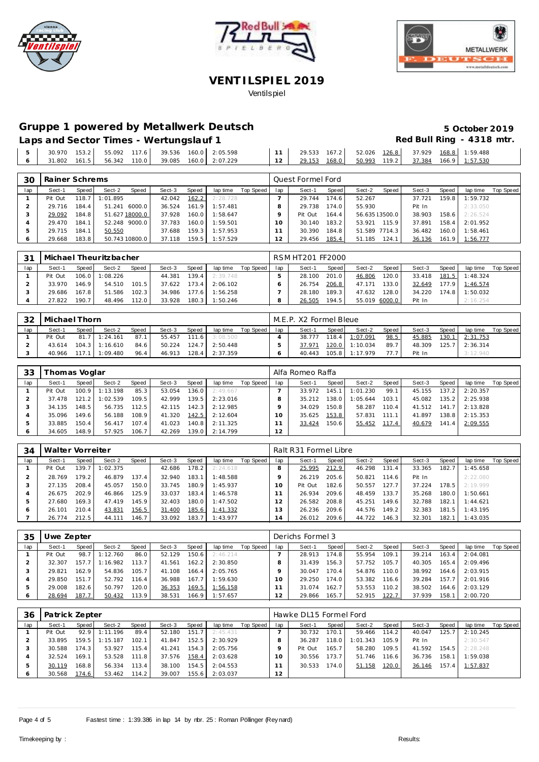# VENTILSPIEL 2019

Ventilspiel

## Gruppe 1 powered by Metallwerk Deutsch

**5 October 2019**

**Laps and Sector Times - Wertungslauf 1**

**Red Bull Ring - 4318 mtr.**

| lap | Sect-1 | Speed | Sect-2 | Speed | Sect-3 | Speed | lap time | Top Speed | lap | Sect-1 | Speed | Sect-2 | Speed | Sect-3 | Speed | lap time | Top Speed |
|---|---|---|---|---|---|---|---|---|---|---|---|---|---|---|---|---|---|
| 5 | 30.970 | 153.2 | 55.092 | 117.6 | 39.536 | 160.0 | 2:05.598 | | 11 | 29.533 | 167.2 | 52.026 | 126.8 | 37.929 | 168.8 | 1:59.488 | |
| 6 | 31.802 | 161.5 | 56.342 | 110.0 | 39.085 | 160.0 | 2:07.229 | | 12 | 29.153 | 168.0 | 50.993 | 119.2 | 37.384 | 166.9 | 1:57.530 | |

**30 Rainer Schrems** — Quest Formel Ford

| lap | Sect-1 | Speed | Sect-2 | Speed | Sect-3 | Speed | lap time | Top Speed | lap | Sect-1 | Speed | Sect-2 | Speed | Sect-3 | Speed | lap time | Top Speed |
|---|---|---|---|---|---|---|---|---|---|---|---|---|---|---|---|---|---|
| 1 | Pit Out | 118.7 | 1:01.895 | | 42.042 | 162.2 | 2:28.728 | | 7 | 29.744 | 174.6 | 52.267 | | 37.721 | 159.8 | 1:59.732 | |
| 2 | 29.716 | 184.4 | 51.241 | 6000.0 | 36.524 | 161.9 | 1:57.481 | | 8 | 29.738 | 174.0 | 55.930 | | Pit In | | 2:33.050 | |
| 3 | 29.092 | 184.8 | 51.627 | 18000.0 | 37.928 | 160.0 | 1:58.647 | | 9 | Pit Out | 164.4 | 56.635 | 13500.0 | 38.903 | 158.6 | 2:26.524 | |
| 4 | 29.470 | 184.1 | 52.248 | 9000.0 | 37.783 | 160.0 | 1:59.501 | | 10 | 30.140 | 183.2 | 53.921 | 115.9 | 37.891 | 158.4 | 2:01.952 | |
| 5 | 29.715 | 184.1 | 50.550 | | 37.688 | 159.3 | 1:57.953 | | 11 | 30.390 | 184.8 | 51.589 | 7714.3 | 36.482 | 160.0 | 1:58.461 | |
| 6 | 29.668 | 183.8 | 50.743 | 10800.0 | 37.118 | 159.5 | 1:57.529 | | 12 | 29.456 | 185.4 | 51.185 | 124.1 | 36.136 | 161.9 | 1:56.777 | |

**31 Michael Theuritzbacher** — RSM HT201 FF2000

| lap | Sect-1 | Speed | Sect-2 | Speed | Sect-3 | Speed | lap time | Top Speed | lap | Sect-1 | Speed | Sect-2 | Speed | Sect-3 | Speed | lap time | Top Speed |
|---|---|---|---|---|---|---|---|---|---|---|---|---|---|---|---|---|---|
| 1 | Pit Out | 106.0 | 1:08.226 | | 44.381 | 139.4 | 2:39.748 | | 5 | 28.100 | 201.0 | 46.806 | 120.0 | 33.418 | 181.5 | 1:48.324 | |
| 2 | 33.970 | 146.9 | 54.510 | 101.5 | 37.622 | 173.4 | 2:06.102 | | 6 | 26.754 | 206.8 | 47.171 | 133.0 | 32.649 | 177.9 | 1:46.574 | |
| 3 | 29.686 | 167.8 | 51.586 | 102.3 | 34.986 | 177.6 | 1:56.258 | | 7 | 28.180 | 189.3 | 47.632 | 128.0 | 34.220 | 174.8 | 1:50.032 | |
| 4 | 27.822 | 190.7 | 48.496 | 112.0 | 33.928 | 180.3 | 1:50.246 | | 8 | 26.505 | 194.5 | 55.019 | 6000.0 | Pit In | | 2:16.254 | |

**32 Michael Thorn** — M.E.P. X2 Formel Bleue

| lap | Sect-1 | Speed | Sect-2 | Speed | Sect-3 | Speed | lap time | Top Speed | lap | Sect-1 | Speed | Sect-2 | Speed | Sect-3 | Speed | lap time | Top Speed |
|---|---|---|---|---|---|---|---|---|---|---|---|---|---|---|---|---|---|
| 1 | Pit Out | 81.7 | 1:24.161 | 87.1 | 55.457 | 111.6 | 3:08.500 | | 4 | 38.777 | 118.4 | 1:07.091 | 98.5 | 45.885 | 130.1 | 2:31.753 | |
| 2 | 43.614 | 104.3 | 1:16.610 | 84.6 | 50.224 | 124.7 | 2:50.448 | | 5 | 37.971 | 120.0 | 1:10.034 | 89.7 | 48.309 | 125.7 | 2:36.314 | |
| 3 | 40.966 | 117.1 | 1:09.480 | 96.4 | 46.913 | 128.4 | 2:37.359 | | 6 | 40.443 | 105.8 | 1:17.979 | 77.7 | Pit In | | 3:12.940 | |

**33 Thomas Voglar** — Alfa Romeo Raffa

| lap | Sect-1 | Speed | Sect-2 | Speed | Sect-3 | Speed | lap time | Top Speed | lap | Sect-1 | Speed | Sect-2 | Speed | Sect-3 | Speed | lap time | Top Speed |
|---|---|---|---|---|---|---|---|---|---|---|---|---|---|---|---|---|---|
| 1 | Pit Out | 100.9 | 1:13.198 | 85.3 | 53.054 | 136.0 | 2:49.667 | | 7 | 33.972 | 145.1 | 1:01.230 | 99.1 | 45.155 | 137.2 | 2:20.357 | |
| 2 | 37.478 | 121.2 | 1:02.539 | 109.5 | 42.999 | 139.5 | 2:23.016 | | 8 | 35.212 | 138.0 | 1:05.644 | 103.1 | 45.082 | 135.2 | 2:25.938 | |
| 3 | 34.135 | 148.5 | 56.735 | 112.5 | 42.115 | 142.3 | 2:12.985 | | 9 | 34.029 | 150.8 | 58.287 | 110.4 | 41.512 | 141.7 | 2:13.828 | |
| 4 | 35.096 | 149.6 | 56.188 | 108.9 | 41.320 | 142.5 | 2:12.604 | | 10 | 35.625 | 153.8 | 57.831 | 111.1 | 41.897 | 138.8 | 2:15.353 | |
| 5 | 33.885 | 150.4 | 56.417 | 107.4 | 41.023 | 140.8 | 2:11.325 | | 11 | 33.424 | 150.6 | 55.452 | 117.4 | 40.679 | 141.4 | 2:09.555 | |
| 6 | 34.605 | 148.9 | 57.925 | 106.7 | 42.269 | 139.0 | 2:14.799 | | 12 | | | | | | | | |

**34 Walter Vorreiter** — Ralt R31 Formel Libre

| lap | Sect-1 | Speed | Sect-2 | Speed | Sect-3 | Speed | lap time | Top Speed | lap | Sect-1 | Speed | Sect-2 | Speed | Sect-3 | Speed | lap time | Top Speed |
|---|---|---|---|---|---|---|---|---|---|---|---|---|---|---|---|---|---|
| 1 | Pit Out | 139.7 | 1:02.375 | | 42.686 | 178.2 | 2:24.618 | | 8 | 25.995 | 212.9 | 46.298 | 131.4 | 33.365 | 182.7 | 1:45.658 | |
| 2 | 28.769 | 179.2 | 46.879 | 137.4 | 32.940 | 183.1 | 1:48.588 | | 9 | 26.219 | 205.6 | 50.821 | 114.6 | Pit In | | 2:22.080 | |
| 3 | 27.135 | 208.4 | 45.057 | 150.0 | 33.745 | 180.9 | 1:45.937 | | 10 | Pit Out | 182.6 | 50.557 | 127.7 | 37.224 | 178.5 | 2:19.999 | |
| 4 | 26.675 | 202.9 | 46.866 | 125.9 | 33.037 | 183.4 | 1:46.578 | | 11 | 26.934 | 209.6 | 48.459 | 133.7 | 35.268 | 180.0 | 1:50.661 | |
| 5 | 27.680 | 169.3 | 47.419 | 145.9 | 32.403 | 180.0 | 1:47.502 | | 12 | 26.582 | 208.8 | 45.251 | 149.6 | 32.788 | 182.1 | 1:44.621 | |
| 6 | 26.101 | 210.4 | 43.831 | 156.5 | 31.400 | 185.6 | 1:41.332 | | 13 | 26.236 | 209.6 | 44.576 | 149.2 | 32.383 | 181.5 | 1:43.195 | |
| 7 | 26.774 | 212.5 | 44.111 | 146.7 | 33.092 | 183.7 | 1:43.977 | | 14 | 26.012 | 209.6 | 44.722 | 146.3 | 32.301 | 182.1 | 1:43.035 | |

**35 Uwe Zepter** — Derichs Formel 3

| lap | Sect-1 | Speed | Sect-2 | Speed | Sect-3 | Speed | lap time | Top Speed | lap | Sect-1 | Speed | Sect-2 | Speed | Sect-3 | Speed | lap time | Top Speed |
|---|---|---|---|---|---|---|---|---|---|---|---|---|---|---|---|---|---|
| 1 | Pit Out | 98.7 | 1:12.760 | 86.0 | 52.129 | 150.6 | 2:46.214 | | 7 | 28.913 | 174.8 | 55.954 | 109.1 | 39.214 | 163.4 | 2:04.081 | |
| 2 | 32.307 | 157.7 | 1:16.982 | 113.7 | 41.561 | 162.2 | 2:30.850 | | 8 | 31.439 | 156.3 | 57.752 | 105.7 | 40.305 | 165.4 | 2:09.496 | |
| 3 | 29.821 | 162.9 | 54.836 | 105.7 | 41.108 | 166.4 | 2:05.765 | | 9 | 30.047 | 170.4 | 54.876 | 110.0 | 38.992 | 164.6 | 2:03.915 | |
| 4 | 29.850 | 151.7 | 52.792 | 116.4 | 36.988 | 167.7 | 1:59.630 | | 10 | 29.250 | 174.0 | 53.382 | 116.6 | 39.284 | 157.7 | 2:01.916 | |
| 5 | 29.008 | 182.6 | 50.797 | 120.0 | 36.353 | 169.5 | 1:56.158 | | 11 | 31.074 | 162.7 | 53.553 | 110.2 | 38.502 | 164.6 | 2:03.129 | |
| 6 | 28.694 | 187.7 | 50.432 | 113.9 | 38.531 | 166.9 | 1:57.657 | | 12 | 29.866 | 165.7 | 52.915 | 122.7 | 37.939 | 158.1 | 2:00.720 | |

**36 Patrick Zepter** — Hawke DL15 Formel Ford

| lap | Sect-1 | Speed | Sect-2 | Speed | Sect-3 | Speed | lap time | Top Speed | lap | Sect-1 | Speed | Sect-2 | Speed | Sect-3 | Speed | lap time | Top Speed |
|---|---|---|---|---|---|---|---|---|---|---|---|---|---|---|---|---|---|
| 1 | Pit Out | 92.9 | 1:11.196 | 89.4 | 52.180 | 151.7 | 2:45.431 | | 7 | 30.732 | 170.1 | 59.466 | 114.2 | 40.047 | 125.7 | 2:10.245 | |
| 2 | 33.895 | 159.5 | 1:15.187 | 102.1 | 41.847 | 152.5 | 2:30.929 | | 8 | 36.287 | 118.0 | 1:01.343 | 105.9 | Pit In | | 2:30.547 | |
| 3 | 30.588 | 174.3 | 53.927 | 115.4 | 41.241 | 154.3 | 2:05.756 | | 9 | Pit Out | 165.7 | 58.280 | 109.5 | 41.592 | 154.5 | 2:28.248 | |
| 4 | 32.524 | 169.1 | 53.528 | 111.8 | 37.576 | 158.4 | 2:03.628 | | 10 | 30.556 | 173.7 | 51.746 | 116.6 | 36.736 | 158.1 | 1:59.038 | |
| 5 | 30.119 | 168.8 | 56.334 | 113.4 | 38.100 | 154.5 | 2:04.553 | | 11 | 30.533 | 174.0 | 51.158 | 120.0 | 36.146 | 157.4 | 1:57.837 | |
| 6 | 30.568 | 174.6 | 53.462 | 114.2 | 39.007 | 155.6 | 2:03.037 | | 12 | | | | | | | | |

Fastest time : 1:39.386 in lap 14 by nbr. 25 : Roman Pöllinger (Reynard)

Timekeeping by :

Results: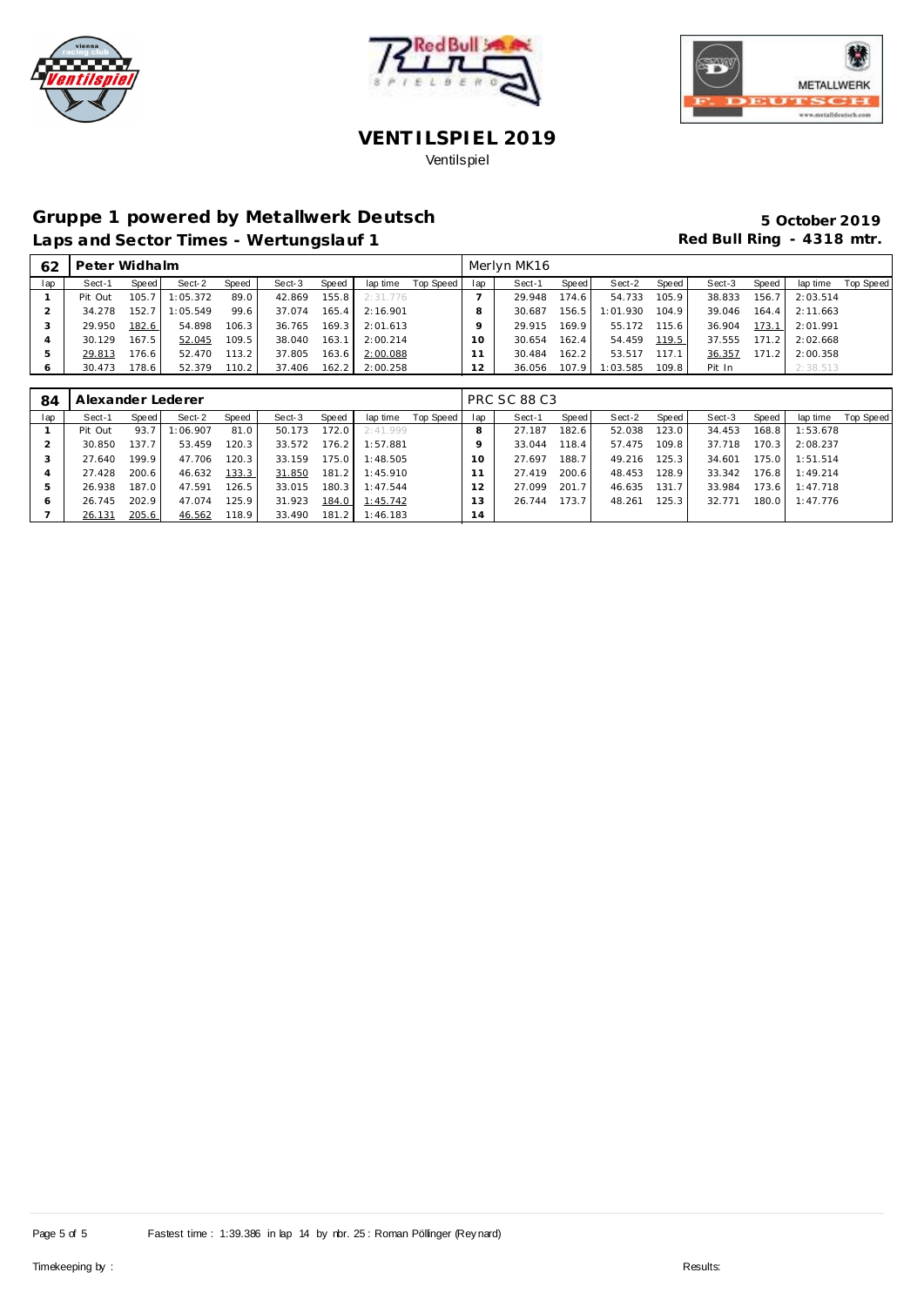# VENTILSPIEL 2019

Ventilspiel

## Gruppe 1 powered by Metallwerk Deutsch

**5 October 2019**

### Laps and Sector Times - Wertungslauf 1

**Red Bull Ring - 4318 mtr.**

| 62 | Peter Widhalm | | | | | | | | Merlyn MK16 | | | | | | | | |
|---|---|---|---|---|---|---|---|---|---|---|---|---|---|---|---|---|---|
| lap | Sect-1 | Speed | Sect-2 | Speed | Sect-3 | Speed | lap time | Top Speed | lap | Sect-1 | Speed | Sect-2 | Speed | Sect-3 | Speed | lap time | Top Speed |
| 1 | Pit Out | 105.7 | 1:05.372 | 89.0 | 42.869 | 155.8 | 2:31.776 | | 7 | 29.948 | 174.6 | 54.733 | 105.9 | 38.833 | 156.7 | 2:03.514 | |
| 2 | 34.278 | 152.7 | 1:05.549 | 99.6 | 37.074 | 165.4 | 2:16.901 | | 8 | 30.687 | 156.5 | 1:01.930 | 104.9 | 39.046 | 164.4 | 2:11.663 | |
| 3 | 29.950 | 182.6 | 54.898 | 106.3 | 36.765 | 169.3 | 2:01.613 | | 9 | 29.915 | 169.9 | 55.172 | 115.6 | 36.904 | 173.1 | 2:01.991 | |
| 4 | 30.129 | 167.5 | 52.045 | 109.5 | 38.040 | 163.1 | 2:00.214 | | 10 | 30.654 | 162.4 | 54.459 | 119.5 | 37.555 | 171.2 | 2:02.668 | |
| 5 | 29.813 | 176.6 | 52.470 | 113.2 | 37.805 | 163.6 | 2:00.088 | | 11 | 30.484 | 162.2 | 53.517 | 117.1 | 36.357 | 171.2 | 2:00.358 | |
| 6 | 30.473 | 178.6 | 52.379 | 110.2 | 37.406 | 162.2 | 2:00.258 | | 12 | 36.056 | 107.9 | 1:03.585 | 109.8 | Pit In | | 2:38.513 | |

| 84 | Alexander Lederer | | | | | | | | PRC SC 88 C3 | | | | | | | | |
|---|---|---|---|---|---|---|---|---|---|---|---|---|---|---|---|---|---|
| lap | Sect-1 | Speed | Sect-2 | Speed | Sect-3 | Speed | lap time | Top Speed | lap | Sect-1 | Speed | Sect-2 | Speed | Sect-3 | Speed | lap time | Top Speed |
| 1 | Pit Out | 93.7 | 1:06.907 | 81.0 | 50.173 | 172.0 | 2:41.999 | | 8 | 27.187 | 182.6 | 52.038 | 123.0 | 34.453 | 168.8 | 1:53.678 | |
| 2 | 30.850 | 137.7 | 53.459 | 120.3 | 33.572 | 176.2 | 1:57.881 | | 9 | 33.044 | 118.4 | 57.475 | 109.8 | 37.718 | 170.3 | 2:08.237 | |
| 3 | 27.640 | 199.9 | 47.706 | 120.3 | 33.159 | 175.0 | 1:48.505 | | 10 | 27.697 | 188.7 | 49.216 | 125.3 | 34.601 | 175.0 | 1:51.514 | |
| 4 | 27.428 | 200.6 | 46.632 | 133.3 | 31.850 | 181.2 | 1:45.910 | | 11 | 27.419 | 200.6 | 48.453 | 128.9 | 33.342 | 176.8 | 1:49.214 | |
| 5 | 26.938 | 187.0 | 47.591 | 126.5 | 33.015 | 180.3 | 1:47.544 | | 12 | 27.099 | 201.7 | 46.635 | 131.7 | 33.984 | 173.6 | 1:47.718 | |
| 6 | 26.745 | 202.9 | 47.074 | 125.9 | 31.923 | 184.0 | 1:45.742 | | 13 | 26.744 | 173.7 | 48.261 | 125.3 | 32.771 | 180.0 | 1:47.776 | |
| 7 | 26.131 | 205.6 | 46.562 | 118.9 | 33.490 | 181.2 | 1:46.183 | | 14 | | | | | | | | |

Fastest time : 1:39.386 in lap 14 by nbr. 25 : Roman Pöllinger (Reynard)

Timekeeping by :

Results: